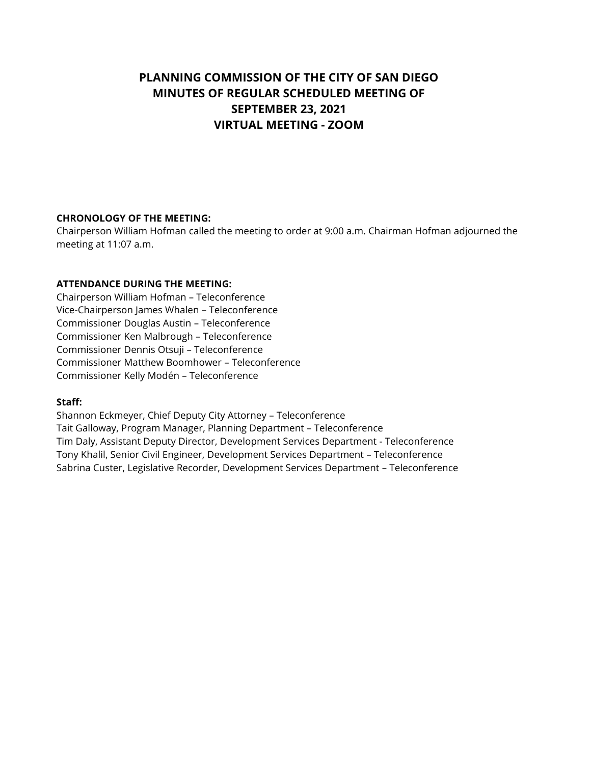# PLANNING COMMISSION OF THE CITY OF SAN DIEGO
# MINUTES OF REGULAR SCHEDULED MEETING OF
# SEPTEMBER 23, 2021
# VIRTUAL MEETING - ZOOM

**CHRONOLOGY OF THE MEETING:**

Chairperson William Hofman called the meeting to order at 9:00 a.m. Chairman Hofman adjourned the meeting at 11:07 a.m.

**ATTENDANCE DURING THE MEETING:**

Chairperson William Hofman – Teleconference
Vice-Chairperson James Whalen – Teleconference
Commissioner Douglas Austin – Teleconference
Commissioner Ken Malbrough – Teleconference
Commissioner Dennis Otsuji – Teleconference
Commissioner Matthew Boomhower – Teleconference
Commissioner Kelly Modén – Teleconference

**Staff:**

Shannon Eckmeyer, Chief Deputy City Attorney – Teleconference
Tait Galloway, Program Manager, Planning Department – Teleconference
Tim Daly, Assistant Deputy Director, Development Services Department - Teleconference
Tony Khalil, Senior Civil Engineer, Development Services Department – Teleconference
Sabrina Custer, Legislative Recorder, Development Services Department – Teleconference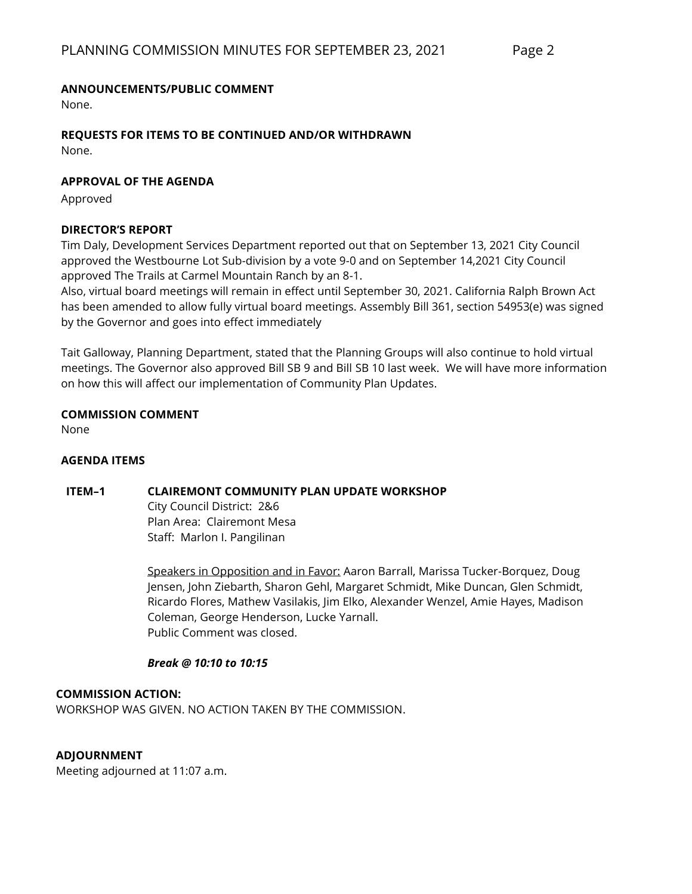**ANNOUNCEMENTS/PUBLIC COMMENT**

None.

**REQUESTS FOR ITEMS TO BE CONTINUED AND/OR WITHDRAWN**

None.

**APPROVAL OF THE AGENDA**

Approved

**DIRECTOR'S REPORT**

Tim Daly, Development Services Department reported out that on September 13, 2021 City Council approved the Westbourne Lot Sub-division by a vote 9-0 and on September 14,2021 City Council approved The Trails at Carmel Mountain Ranch by an 8-1.
Also, virtual board meetings will remain in effect until September 30, 2021. California Ralph Brown Act has been amended to allow fully virtual board meetings. Assembly Bill 361, section 54953(e) was signed by the Governor and goes into effect immediately

Tait Galloway, Planning Department, stated that the Planning Groups will also continue to hold virtual meetings. The Governor also approved Bill SB 9 and Bill SB 10 last week. We will have more information on how this will affect our implementation of Community Plan Updates.

**COMMISSION COMMENT**

None

**AGENDA ITEMS**

**ITEM–1 CLAIREMONT COMMUNITY PLAN UPDATE WORKSHOP**

City Council District: 2&6
Plan Area: Clairemont Mesa
Staff: Marlon I. Pangilinan

Speakers in Opposition and in Favor: Aaron Barrall, Marissa Tucker-Borquez, Doug Jensen, John Ziebarth, Sharon Gehl, Margaret Schmidt, Mike Duncan, Glen Schmidt, Ricardo Flores, Mathew Vasilakis, Jim Elko, Alexander Wenzel, Amie Hayes, Madison Coleman, George Henderson, Lucke Yarnall.
Public Comment was closed.

***Break @ 10:10 to 10:15***

**COMMISSION ACTION:**

WORKSHOP WAS GIVEN. NO ACTION TAKEN BY THE COMMISSION.

**ADJOURNMENT**

Meeting adjourned at 11:07 a.m.